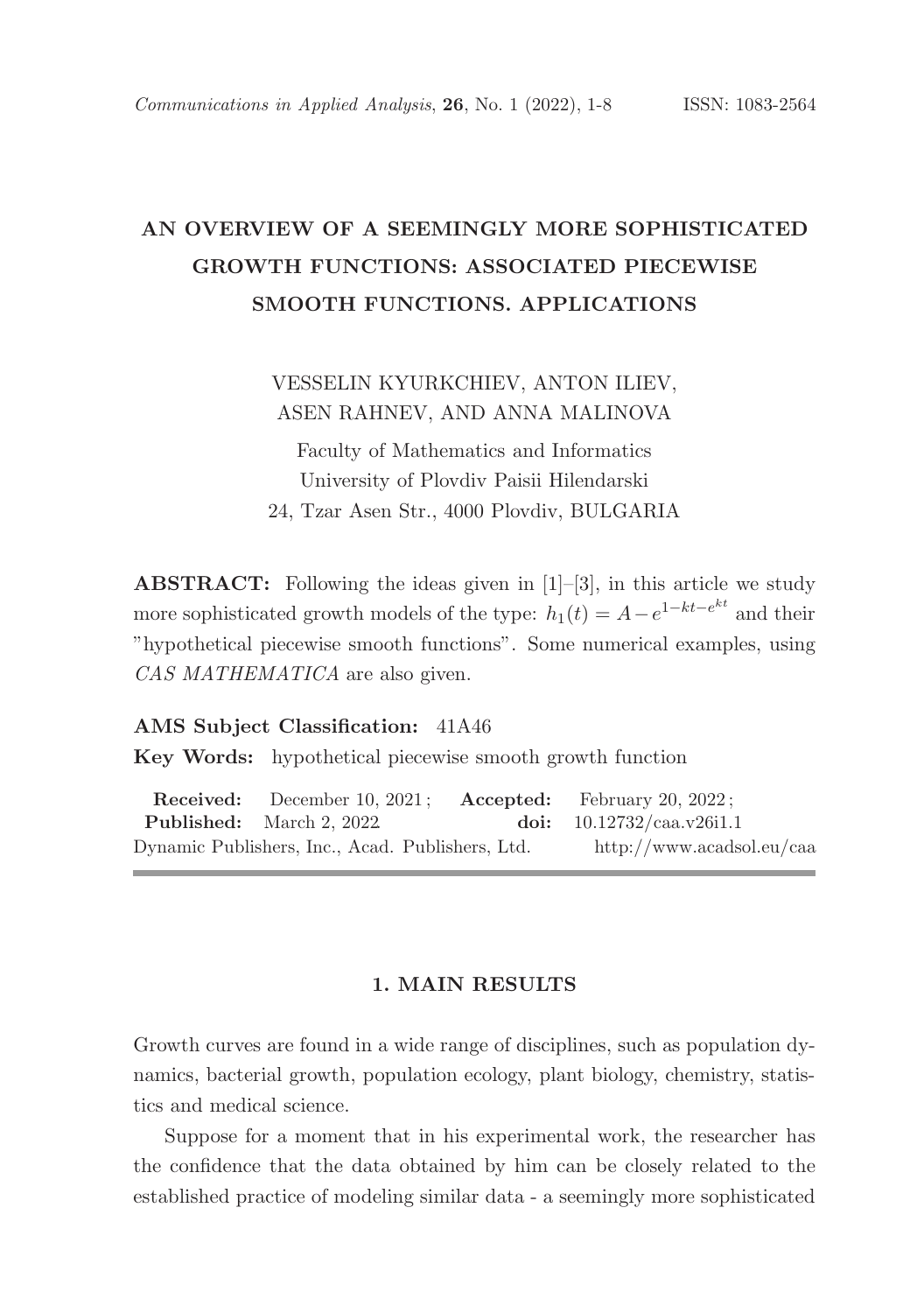# AN OVERVIEW OF A SEEMINGLY MORE SOPHISTICATED GROWTH FUNCTIONS: ASSOCIATED PIECEWISE SMOOTH FUNCTIONS. APPLICATIONS

VESSELIN KYURKCHIEV, ANTON ILIEV, ASEN RAHNEV, AND ANNA MALINOVA

Faculty of Mathematics and Informatics
University of Plovdiv Paisii Hilendarski
24, Tzar Asen Str., 4000 Plovdiv, BULGARIA

**ABSTRACT:** Following the ideas given in [1]–[3], in this article we study more sophisticated growth models of the type: $h_1(t) = A - e^{1-kt-e^{kt}}$ and their "hypothetical piecewise smooth functions". Some numerical examples, using *CAS MATHEMATICA* are also given.

**AMS Subject Classification:** 41A46

**Key Words:** hypothetical piecewise smooth growth function

**Received:** December 10, 2021 ; **Accepted:** February 20, 2022 ;
**Published:** March 2, 2022 **doi:** 10.12732/caa.v26i1.1
Dynamic Publishers, Inc., Acad. Publishers, Ltd. http://www.acadsol.eu/caa

## 1. MAIN RESULTS

Growth curves are found in a wide range of disciplines, such as population dynamics, bacterial growth, population ecology, plant biology, chemistry, statistics and medical science.

Suppose for a moment that in his experimental work, the researcher has the confidence that the data obtained by him can be closely related to the established practice of modeling similar data - a seemingly more sophisticated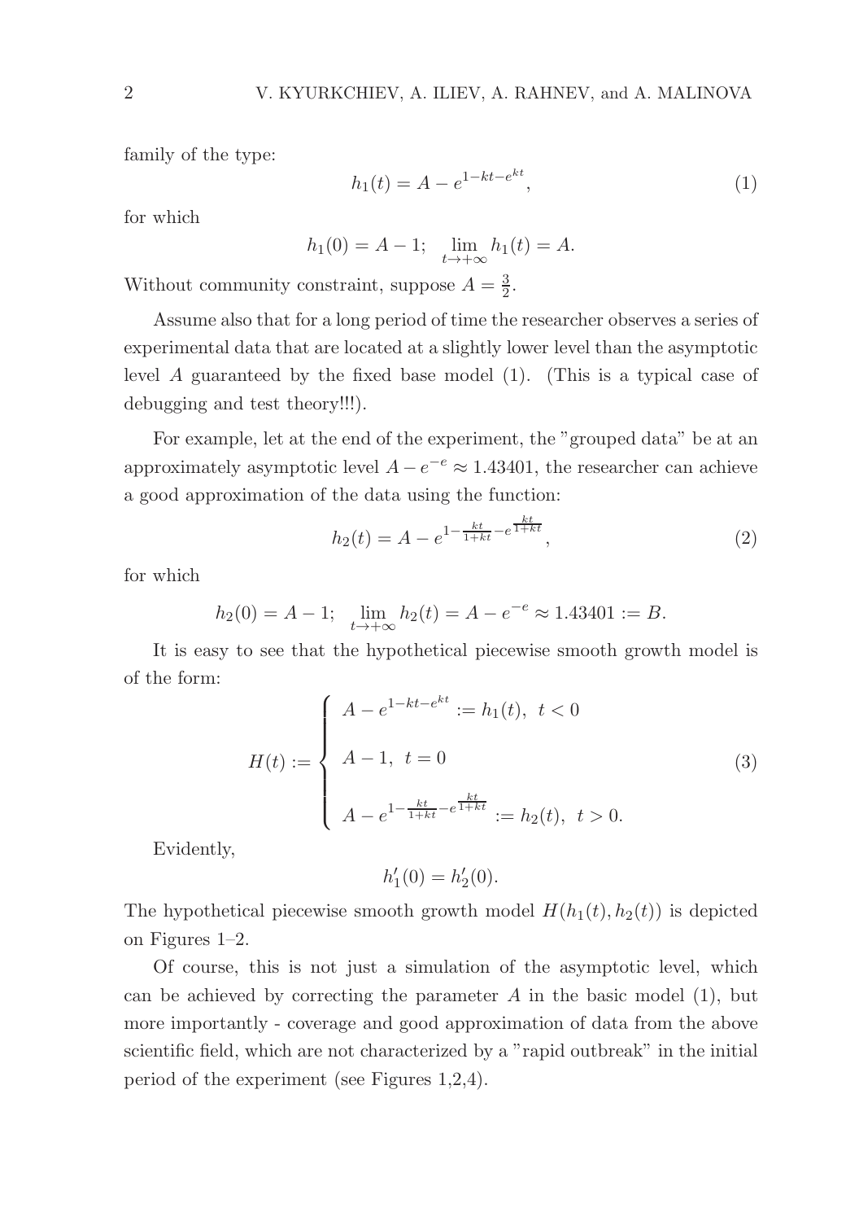family of the type:

$$h_1(t) = A - e^{1-kt-e^{kt}}, \tag{1}$$

for which

$$h_1(0) = A - 1; \quad \lim_{t \to +\infty} h_1(t) = A.$$

Without community constraint, suppose $A = \frac{3}{2}$.

Assume also that for a long period of time the researcher observes a series of experimental data that are located at a slightly lower level than the asymptotic level $A$ guaranteed by the fixed base model (1). (This is a typical case of debugging and test theory!!!).

For example, let at the end of the experiment, the "grouped data" be at an approximately asymptotic level $A - e^{-e} \approx 1.43401$, the researcher can achieve a good approximation of the data using the function:

$$h_2(t) = A - e^{1-\frac{kt}{1+kt}-e^{\frac{kt}{1+kt}}}, \tag{2}$$

for which

$$h_2(0) = A - 1; \quad \lim_{t \to +\infty} h_2(t) = A - e^{-e} \approx 1.43401 := B.$$

It is easy to see that the hypothetical piecewise smooth growth model is of the form:

$$H(t) := \begin{cases} A - e^{1-kt-e^{kt}} := h_1(t), \ \ t < 0 \\ \\ A - 1, \ \ t = 0 \\ \\ A - e^{1-\frac{kt}{1+kt}-e^{\frac{kt}{1+kt}}} := h_2(t), \ \ t > 0. \end{cases} \tag{3}$$

Evidently,

$$h_1'(0) = h_2'(0).$$

The hypothetical piecewise smooth growth model $H(h_1(t), h_2(t))$ is depicted on Figures 1–2.

Of course, this is not just a simulation of the asymptotic level, which can be achieved by correcting the parameter $A$ in the basic model (1), but more importantly - coverage and good approximation of data from the above scientific field, which are not characterized by a "rapid outbreak" in the initial period of the experiment (see Figures 1,2,4).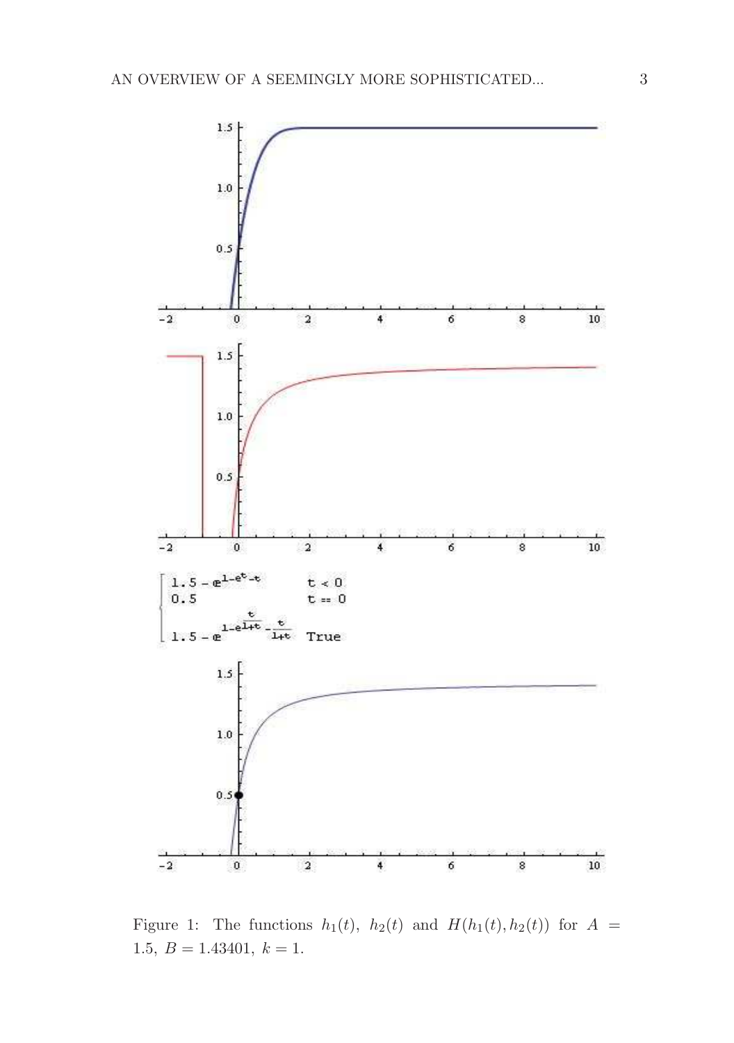$$\begin{cases} 1.5 - e^{1-e^{t}-t} & t < 0 \\ 0.5 & t == 0 \\ 1.5 - e^{1-e^{\frac{t}{1+t}}-\frac{t}{1+t}} & \text{True} \end{cases}$$

Figure 1: The functions $h_1(t)$, $h_2(t)$ and $H(h_1(t), h_2(t))$ for $A = 1.5$, $B = 1.43401$, $k = 1$.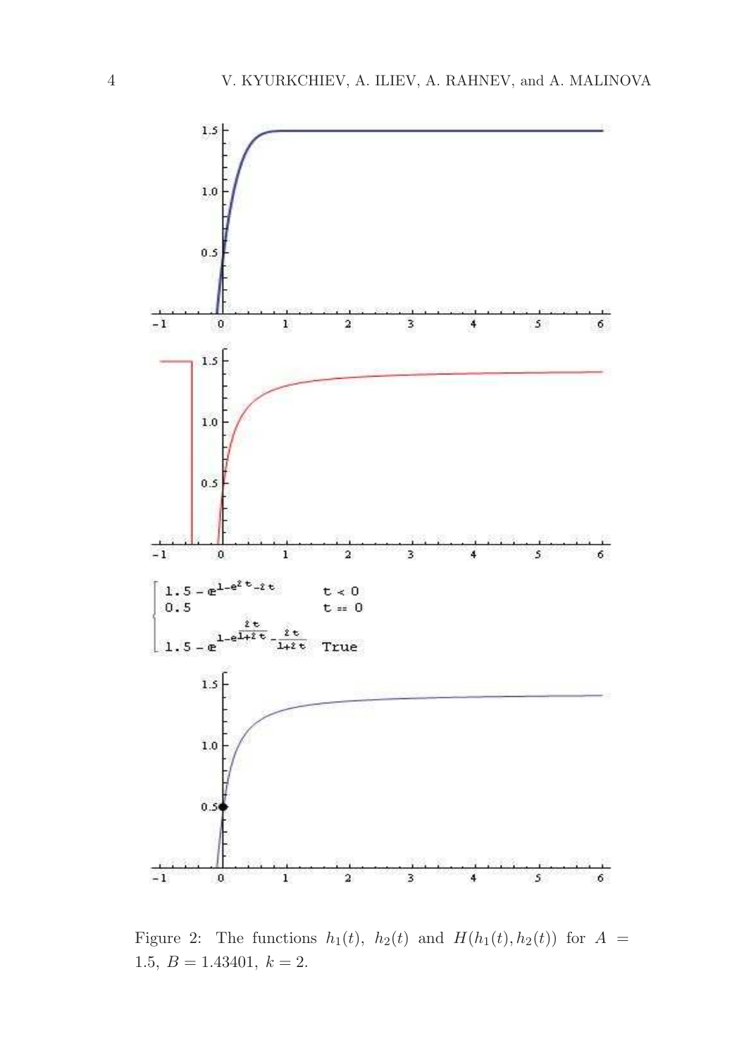$$\begin{cases} 1.5 - e^{1-e^{2t}-2t} & t < 0 \\ 0.5 & t == 0 \\ 1.5 - e^{1-e^{\frac{2t}{1+2t}}-\frac{2t}{1+2t}} & \text{True} \end{cases}$$

Figure 2: The functions $h_1(t)$, $h_2(t)$ and $H(h_1(t), h_2(t))$ for $A = 1.5$, $B = 1.43401$, $k = 2$.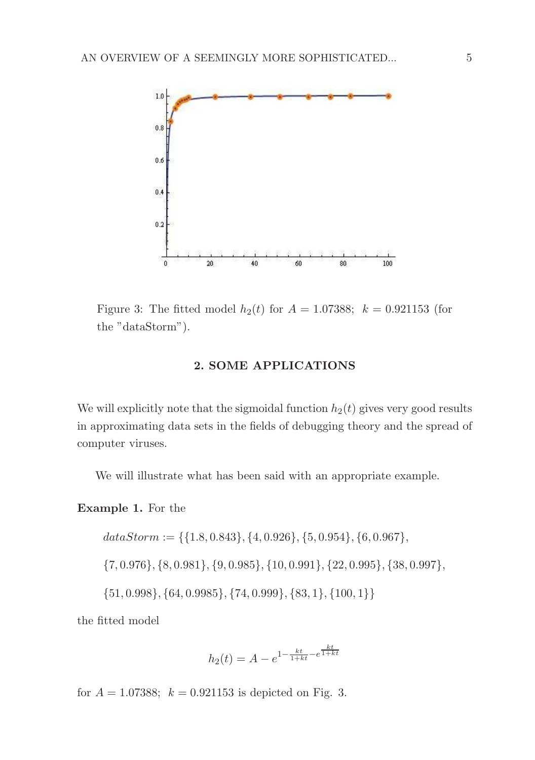Figure 3: The fitted model $h_2(t)$ for $A = 1.07388;\ k = 0.921153$ (for the "dataStorm").

## 2. SOME APPLICATIONS

We will explicitly note that the sigmoidal function $h_2(t)$ gives very good results in approximating data sets in the fields of debugging theory and the spread of computer viruses.

We will illustrate what has been said with an appropriate example.

**Example 1.** For the

$$dataStorm := \{\{1.8, 0.843\}, \{4, 0.926\}, \{5, 0.954\}, \{6, 0.967\},$$

$$\{7, 0.976\}, \{8, 0.981\}, \{9, 0.985\}, \{10, 0.991\}, \{22, 0.995\}, \{38, 0.997\},$$

$$\{51, 0.998\}, \{64, 0.9985\}, \{74, 0.999\}, \{83, 1\}, \{100, 1\}\}$$

the fitted model

$$h_2(t) = A - e^{1 - \frac{kt}{1+kt} - e^{\frac{kt}{1+kt}}}$$

for $A = 1.07388;\ k = 0.921153$ is depicted on Fig. 3.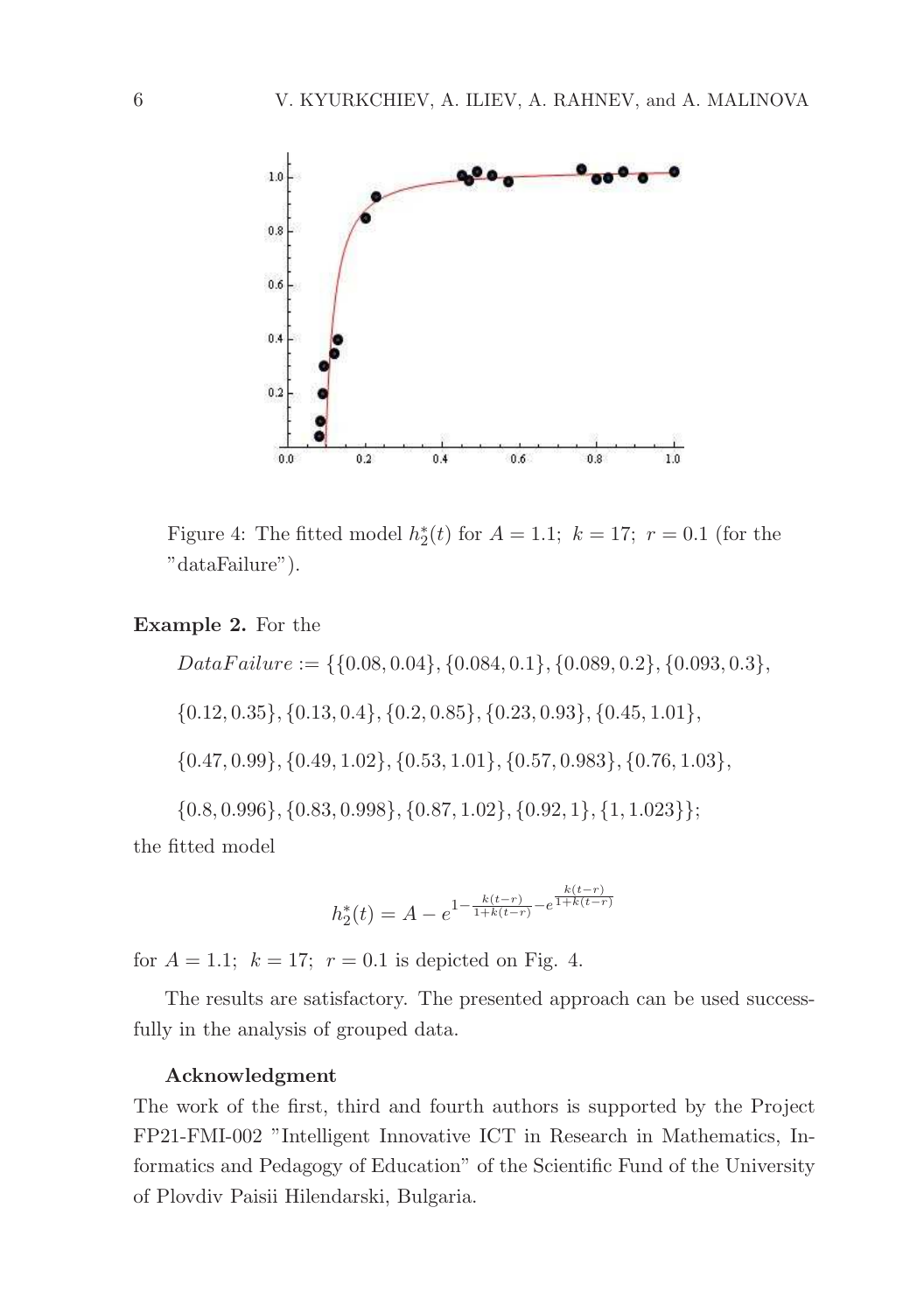Figure 4: The fitted model $h_2^*(t)$ for $A = 1.1;\ k = 17;\ r = 0.1$ (for the "dataFailure").

**Example 2.** For the

$$DataFailure := \{\{0.08, 0.04\}, \{0.084, 0.1\}, \{0.089, 0.2\}, \{0.093, 0.3\},$$

$$\{0.12, 0.35\}, \{0.13, 0.4\}, \{0.2, 0.85\}, \{0.23, 0.93\}, \{0.45, 1.01\},$$

$$\{0.47, 0.99\}, \{0.49, 1.02\}, \{0.53, 1.01\}, \{0.57, 0.983\}, \{0.76, 1.03\},$$

$$\{0.8, 0.996\}, \{0.83, 0.998\}, \{0.87, 1.02\}, \{0.92, 1\}, \{1, 1.023\}\};$$

the fitted model

$$h_2^*(t) = A - e^{1 - \frac{k(t-r)}{1+k(t-r)} - e^{\frac{k(t-r)}{1+k(t-r)}}}$$

for $A = 1.1;\ k = 17;\ r = 0.1$ is depicted on Fig. 4.

The results are satisfactory. The presented approach can be used successfully in the analysis of grouped data.

### Acknowledgment

The work of the first, third and fourth authors is supported by the Project FP21-FMI-002 "Intelligent Innovative ICT in Research in Mathematics, Informatics and Pedagogy of Education" of the Scientific Fund of the University of Plovdiv Paisii Hilendarski, Bulgaria.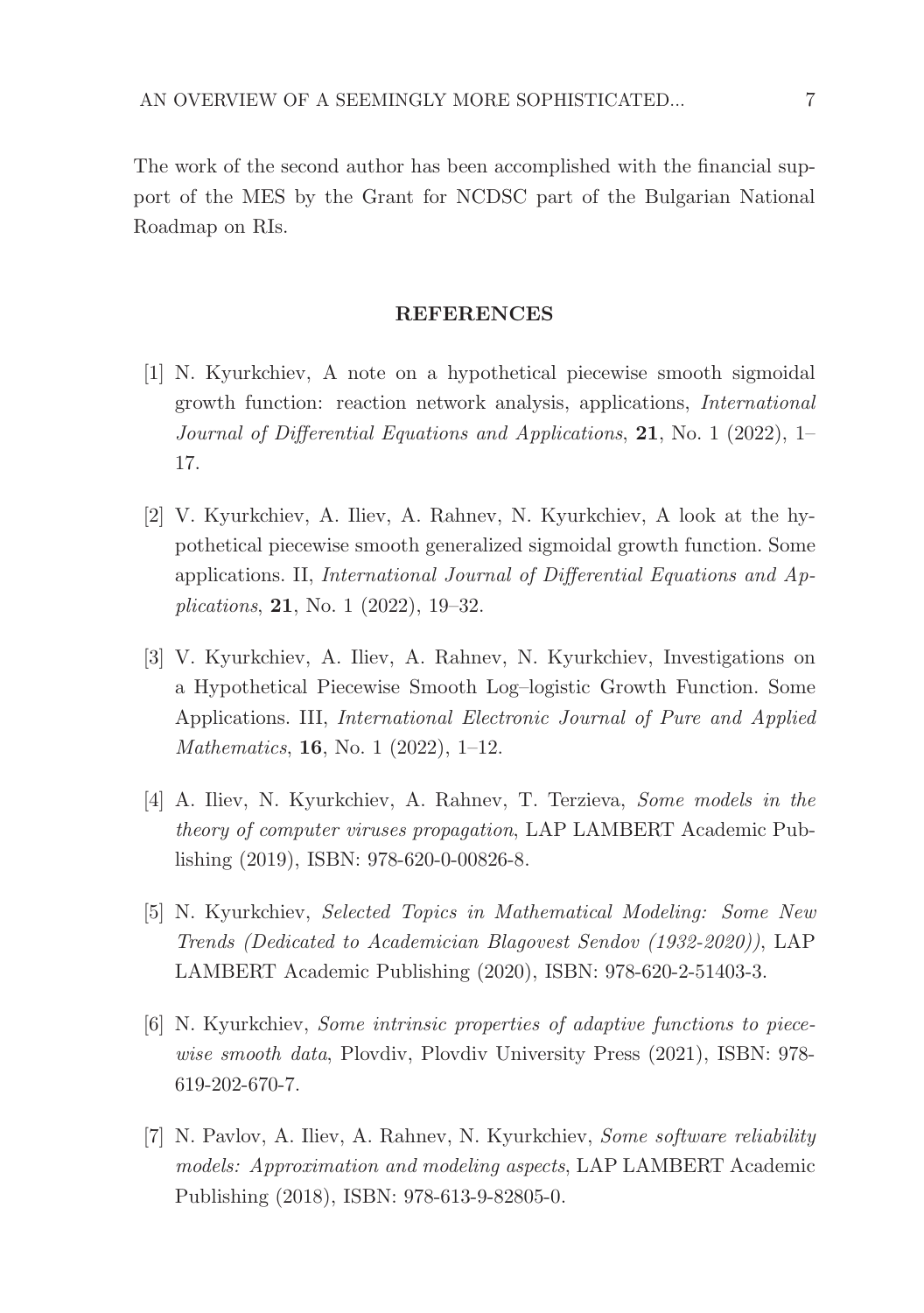The work of the second author has been accomplished with the financial support of the MES by the Grant for NCDSC part of the Bulgarian National Roadmap on RIs.

## REFERENCES

[1] N. Kyurkchiev, A note on a hypothetical piecewise smooth sigmoidal growth function: reaction network analysis, applications, *International Journal of Differential Equations and Applications*, **21**, No. 1 (2022), 1–17.

[2] V. Kyurkchiev, A. Iliev, A. Rahnev, N. Kyurkchiev, A look at the hypothetical piecewise smooth generalized sigmoidal growth function. Some applications. II, *International Journal of Differential Equations and Applications*, **21**, No. 1 (2022), 19–32.

[3] V. Kyurkchiev, A. Iliev, A. Rahnev, N. Kyurkchiev, Investigations on a Hypothetical Piecewise Smooth Log–logistic Growth Function. Some Applications. III, *International Electronic Journal of Pure and Applied Mathematics*, **16**, No. 1 (2022), 1–12.

[4] A. Iliev, N. Kyurkchiev, A. Rahnev, T. Terzieva, *Some models in the theory of computer viruses propagation*, LAP LAMBERT Academic Publishing (2019), ISBN: 978-620-0-00826-8.

[5] N. Kyurkchiev, *Selected Topics in Mathematical Modeling: Some New Trends (Dedicated to Academician Blagovest Sendov (1932-2020))*, LAP LAMBERT Academic Publishing (2020), ISBN: 978-620-2-51403-3.

[6] N. Kyurkchiev, *Some intrinsic properties of adaptive functions to piecewise smooth data*, Plovdiv, Plovdiv University Press (2021), ISBN: 978-619-202-670-7.

[7] N. Pavlov, A. Iliev, A. Rahnev, N. Kyurkchiev, *Some software reliability models: Approximation and modeling aspects*, LAP LAMBERT Academic Publishing (2018), ISBN: 978-613-9-82805-0.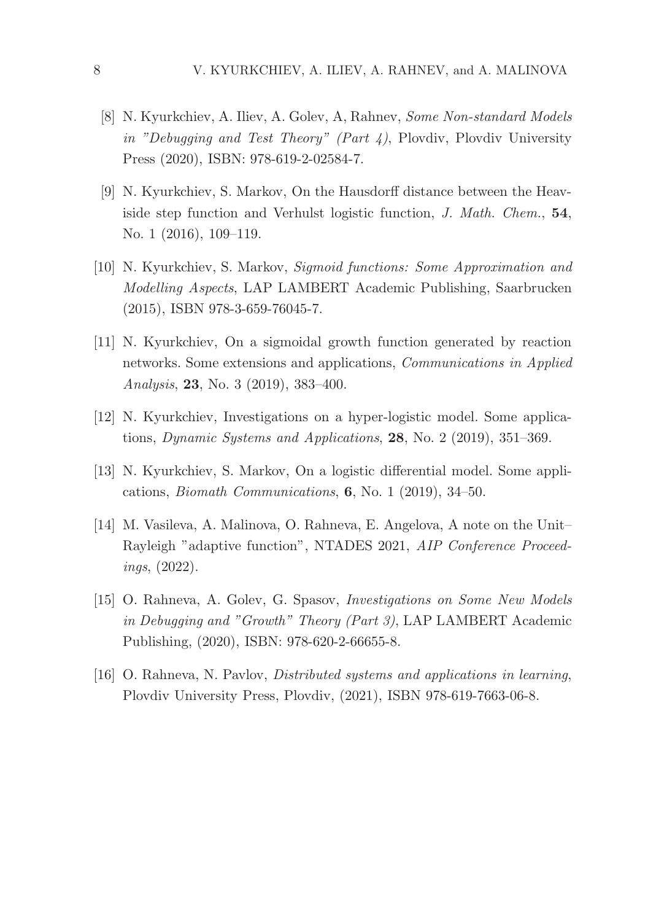[8] N. Kyurkchiev, A. Iliev, A. Golev, A, Rahnev, *Some Non-standard Models in "Debugging and Test Theory" (Part 4)*, Plovdiv, Plovdiv University Press (2020), ISBN: 978-619-2-02584-7.

[9] N. Kyurkchiev, S. Markov, On the Hausdorff distance between the Heaviside step function and Verhulst logistic function, *J. Math. Chem.*, **54**, No. 1 (2016), 109–119.

[10] N. Kyurkchiev, S. Markov, *Sigmoid functions: Some Approximation and Modelling Aspects*, LAP LAMBERT Academic Publishing, Saarbrucken (2015), ISBN 978-3-659-76045-7.

[11] N. Kyurkchiev, On a sigmoidal growth function generated by reaction networks. Some extensions and applications, *Communications in Applied Analysis*, **23**, No. 3 (2019), 383–400.

[12] N. Kyurkchiev, Investigations on a hyper-logistic model. Some applications, *Dynamic Systems and Applications*, **28**, No. 2 (2019), 351–369.

[13] N. Kyurkchiev, S. Markov, On a logistic differential model. Some applications, *Biomath Communications*, **6**, No. 1 (2019), 34–50.

[14] M. Vasileva, A. Malinova, O. Rahneva, E. Angelova, A note on the Unit–Rayleigh "adaptive function", NTADES 2021, *AIP Conference Proceedings*, (2022).

[15] O. Rahneva, A. Golev, G. Spasov, *Investigations on Some New Models in Debugging and "Growth" Theory (Part 3)*, LAP LAMBERT Academic Publishing, (2020), ISBN: 978-620-2-66655-8.

[16] O. Rahneva, N. Pavlov, *Distributed systems and applications in learning*, Plovdiv University Press, Plovdiv, (2021), ISBN 978-619-7663-06-8.